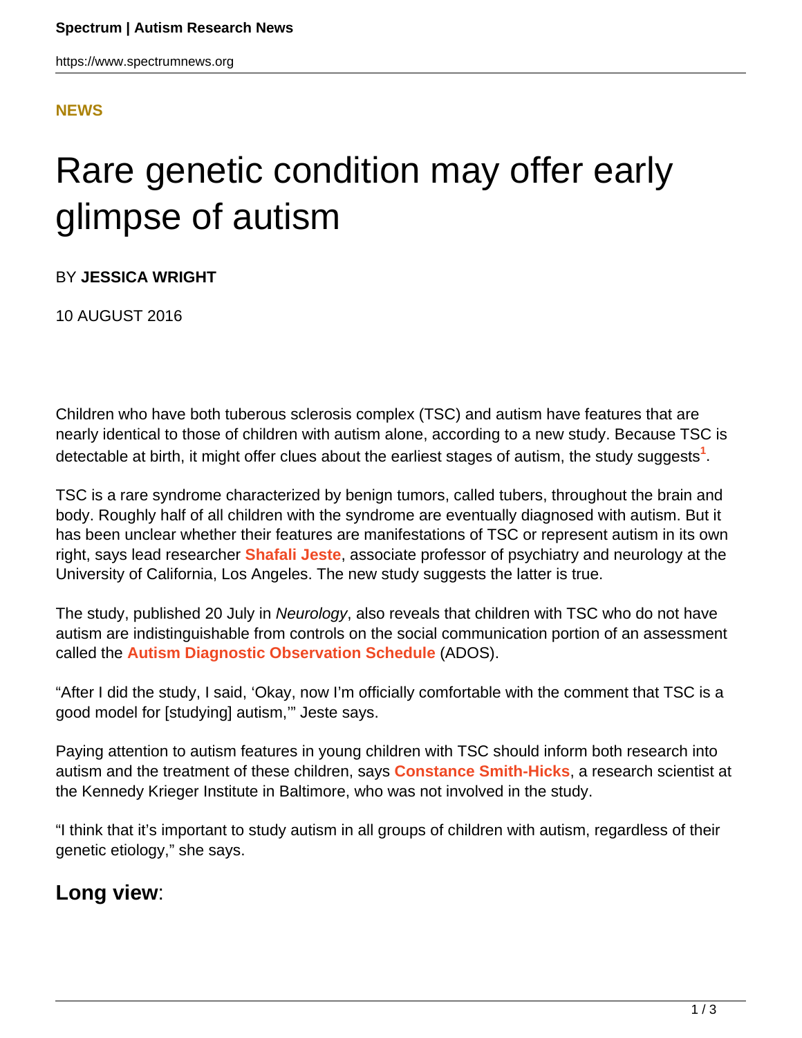**NEWS**

# Rare genetic condition may offer early glimpse of autism

BY **JESSICA WRIGHT**

10 AUGUST 2016

Children who have both tuberous sclerosis complex (TSC) and autism have features that are nearly identical to those of children with autism alone, according to a new study. Because TSC is detectable at birth, it might offer clues about the earliest stages of autism, the study suggests[1].

TSC is a rare syndrome characterized by benign tumors, called tubers, throughout the brain and body. Roughly half of all children with the syndrome are eventually diagnosed with autism. But it has been unclear whether their features are manifestations of TSC or represent autism in its own right, says lead researcher **Shafali Jeste**, associate professor of psychiatry and neurology at the University of California, Los Angeles. The new study suggests the latter is true.

The study, published 20 July in *Neurology*, also reveals that children with TSC who do not have autism are indistinguishable from controls on the social communication portion of an assessment called the **Autism Diagnostic Observation Schedule** (ADOS).

"After I did the study, I said, 'Okay, now I'm officially comfortable with the comment that TSC is a good model for [studying] autism,'" Jeste says.

Paying attention to autism features in young children with TSC should inform both research into autism and the treatment of these children, says **Constance Smith-Hicks**, a research scientist at the Kennedy Krieger Institute in Baltimore, who was not involved in the study.

"I think that it's important to study autism in all groups of children with autism, regardless of their genetic etiology," she says.

## **Long view**: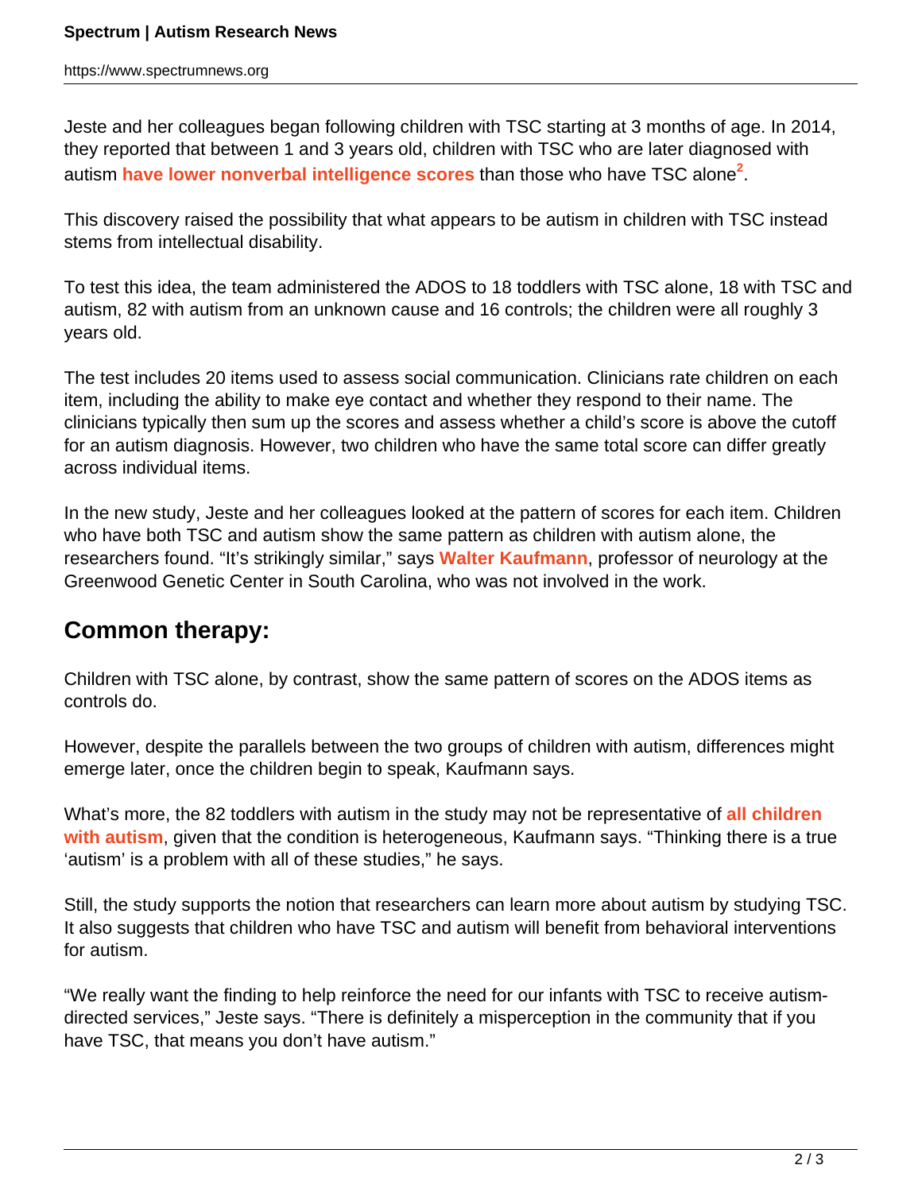Jeste and her colleagues began following children with TSC starting at 3 months of age. In 2014, they reported that between 1 and 3 years old, children with TSC who are later diagnosed with autism **have lower nonverbal intelligence scores** than those who have TSC alone[2].

This discovery raised the possibility that what appears to be autism in children with TSC instead stems from intellectual disability.

To test this idea, the team administered the ADOS to 18 toddlers with TSC alone, 18 with TSC and autism, 82 with autism from an unknown cause and 16 controls; the children were all roughly 3 years old.

The test includes 20 items used to assess social communication. Clinicians rate children on each item, including the ability to make eye contact and whether they respond to their name. The clinicians typically then sum up the scores and assess whether a child's score is above the cutoff for an autism diagnosis. However, two children who have the same total score can differ greatly across individual items.

In the new study, Jeste and her colleagues looked at the pattern of scores for each item. Children who have both TSC and autism show the same pattern as children with autism alone, the researchers found. "It's strikingly similar," says **Walter Kaufmann**, professor of neurology at the Greenwood Genetic Center in South Carolina, who was not involved in the work.

## Common therapy:

Children with TSC alone, by contrast, show the same pattern of scores on the ADOS items as controls do.

However, despite the parallels between the two groups of children with autism, differences might emerge later, once the children begin to speak, Kaufmann says.

What's more, the 82 toddlers with autism in the study may not be representative of **all children with autism**, given that the condition is heterogeneous, Kaufmann says. "Thinking there is a true 'autism' is a problem with all of these studies," he says.

Still, the study supports the notion that researchers can learn more about autism by studying TSC. It also suggests that children who have TSC and autism will benefit from behavioral interventions for autism.

"We really want the finding to help reinforce the need for our infants with TSC to receive autism-directed services," Jeste says. "There is definitely a misperception in the community that if you have TSC, that means you don't have autism."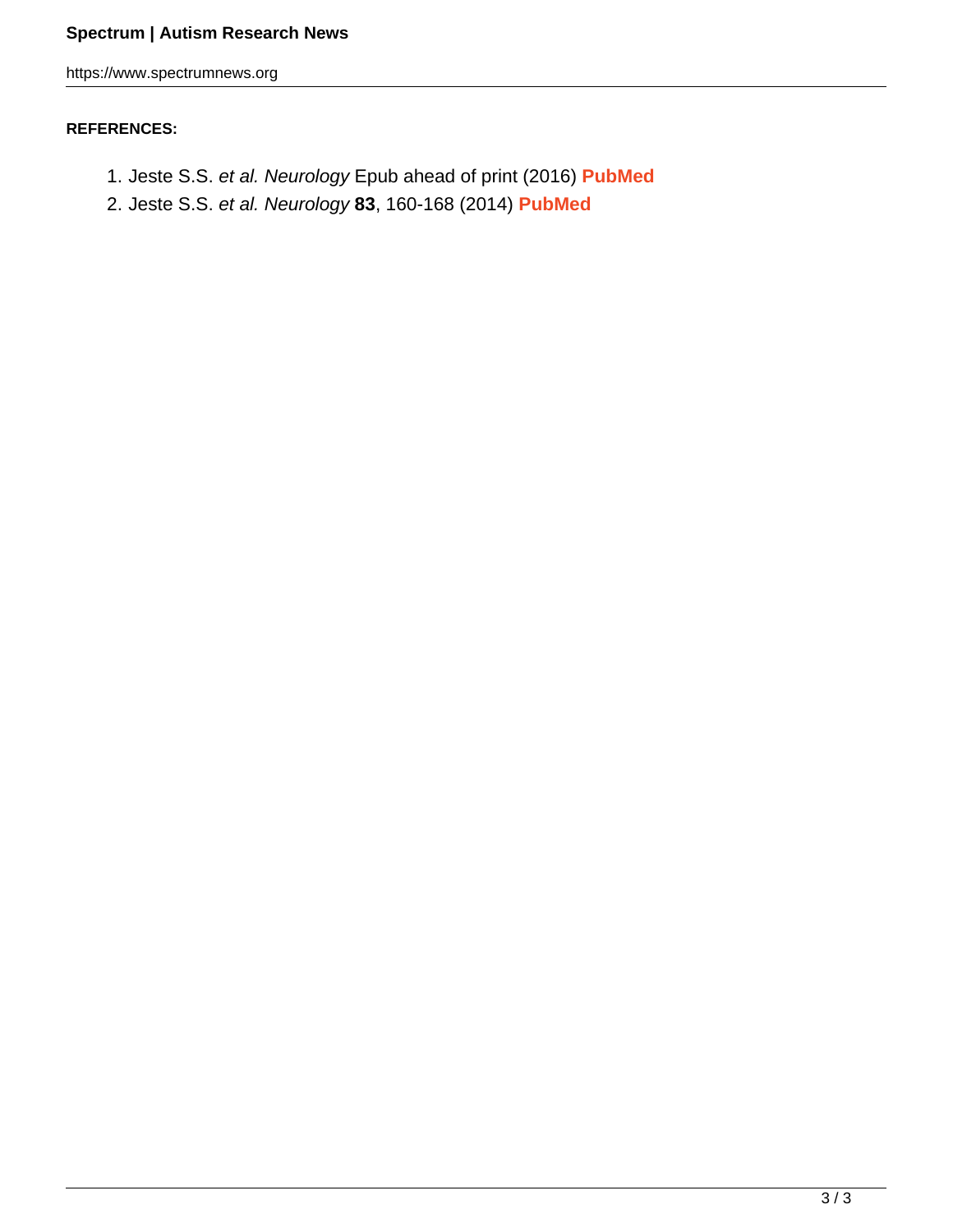**REFERENCES:**

1. Jeste S.S. *et al. Neurology* Epub ahead of print (2016) **PubMed**
2. Jeste S.S. *et al. Neurology* **83**, 160-168 (2014) **PubMed**